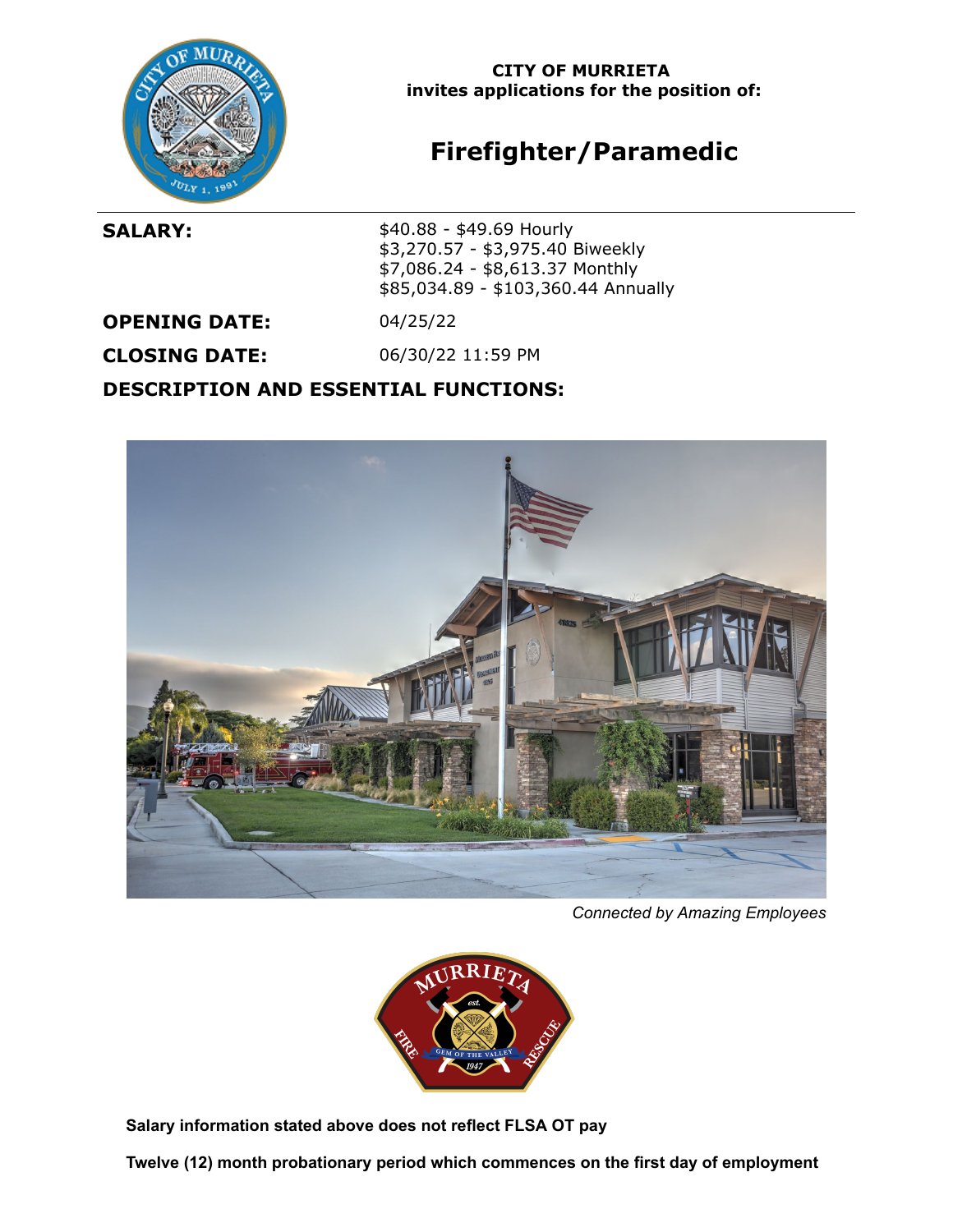**CITY OF MURRIETA**
**invites applications for the position of:**

# Firefighter/Paramedic

**SALARY:**

$40.88 - $49.69 Hourly
$3,270.57 - $3,975.40 Biweekly
$7,086.24 - $8,613.37 Monthly
$85,034.89 - $103,360.44 Annually

**OPENING DATE:** 04/25/22

**CLOSING DATE:** 06/30/22 11:59 PM

## DESCRIPTION AND ESSENTIAL FUNCTIONS:

*Connected by Amazing Employees*

**Salary information stated above does not reflect FLSA OT pay**

**Twelve (12) month probationary period which commences on the first day of employment**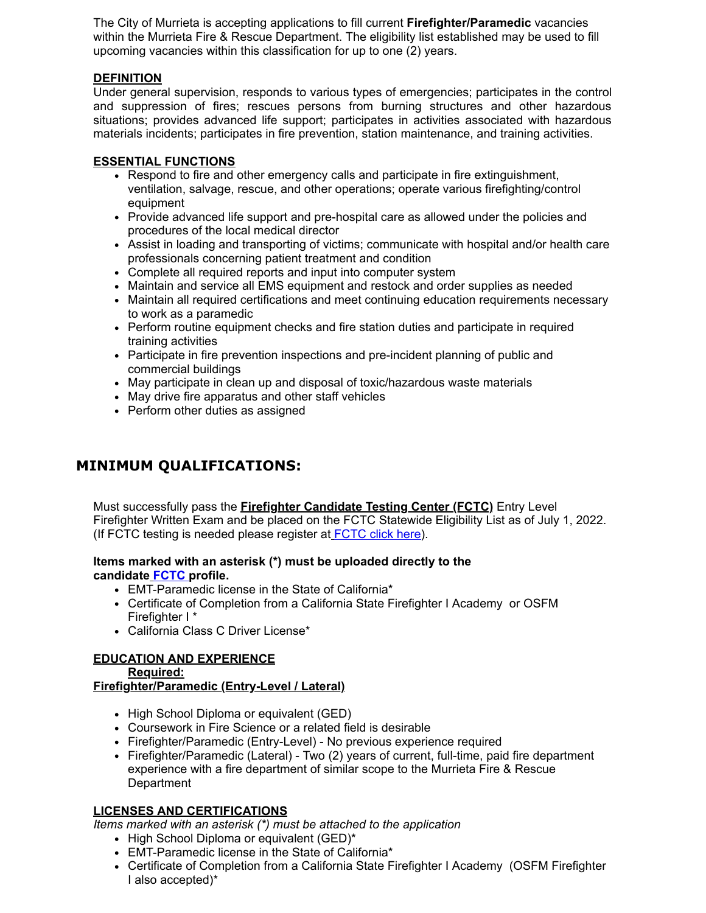The City of Murrieta is accepting applications to fill current **Firefighter/Paramedic** vacancies within the Murrieta Fire & Rescue Department. The eligibility list established may be used to fill upcoming vacancies within this classification for up to one (2) years.

**DEFINITION**

Under general supervision, responds to various types of emergencies; participates in the control and suppression of fires; rescues persons from burning structures and other hazardous situations; provides advanced life support; participates in activities associated with hazardous materials incidents; participates in fire prevention, station maintenance, and training activities.

**ESSENTIAL FUNCTIONS**

- Respond to fire and other emergency calls and participate in fire extinguishment, ventilation, salvage, rescue, and other operations; operate various firefighting/control equipment
- Provide advanced life support and pre-hospital care as allowed under the policies and procedures of the local medical director
- Assist in loading and transporting of victims; communicate with hospital and/or health care professionals concerning patient treatment and condition
- Complete all required reports and input into computer system
- Maintain and service all EMS equipment and restock and order supplies as needed
- Maintain all required certifications and meet continuing education requirements necessary to work as a paramedic
- Perform routine equipment checks and fire station duties and participate in required training activities
- Participate in fire prevention inspections and pre-incident planning of public and commercial buildings
- May participate in clean up and disposal of toxic/hazardous waste materials
- May drive fire apparatus and other staff vehicles
- Perform other duties as assigned

## MINIMUM QUALIFICATIONS:

Must successfully pass the **Firefighter Candidate Testing Center (FCTC)** Entry Level Firefighter Written Exam and be placed on the FCTC Statewide Eligibility List as of July 1, 2022. (If FCTC testing is needed please register at FCTC click here).

**Items marked with an asterisk (*) must be uploaded directly to the candidate FCTC profile.**

- EMT-Paramedic license in the State of California*
- Certificate of Completion from a California State Firefighter I Academy or OSFM Firefighter I *
- California Class C Driver License*

**EDUCATION AND EXPERIENCE**

**Required:**

**Firefighter/Paramedic (Entry-Level / Lateral)**

- High School Diploma or equivalent (GED)
- Coursework in Fire Science or a related field is desirable
- Firefighter/Paramedic (Entry-Level) - No previous experience required
- Firefighter/Paramedic (Lateral) - Two (2) years of current, full-time, paid fire department experience with a fire department of similar scope to the Murrieta Fire & Rescue Department

**LICENSES AND CERTIFICATIONS**

*Items marked with an asterisk (*) must be attached to the application*

- High School Diploma or equivalent (GED)*
- EMT-Paramedic license in the State of California*
- Certificate of Completion from a California State Firefighter I Academy (OSFM Firefighter I also accepted)*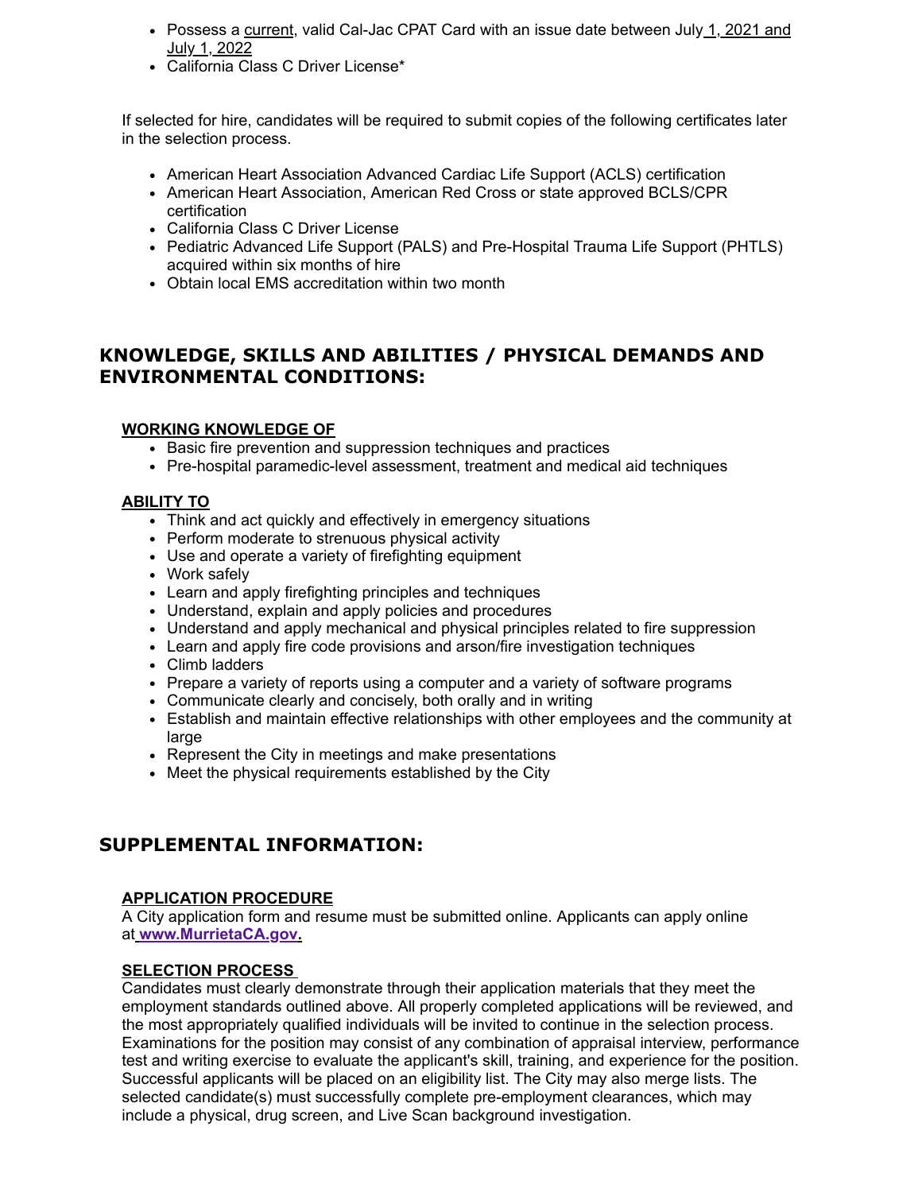- Possess a current, valid Cal-Jac CPAT Card with an issue date between July 1, 2021 and July 1, 2022
- California Class C Driver License*

If selected for hire, candidates will be required to submit copies of the following certificates later in the selection process.

- American Heart Association Advanced Cardiac Life Support (ACLS) certification
- American Heart Association, American Red Cross or state approved BCLS/CPR certification
- California Class C Driver License
- Pediatric Advanced Life Support (PALS) and Pre-Hospital Trauma Life Support (PHTLS) acquired within six months of hire
- Obtain local EMS accreditation within two month

## KNOWLEDGE, SKILLS AND ABILITIES / PHYSICAL DEMANDS AND ENVIRONMENTAL CONDITIONS:

**WORKING KNOWLEDGE OF**

- Basic fire prevention and suppression techniques and practices
- Pre-hospital paramedic-level assessment, treatment and medical aid techniques

**ABILITY TO**

- Think and act quickly and effectively in emergency situations
- Perform moderate to strenuous physical activity
- Use and operate a variety of firefighting equipment
- Work safely
- Learn and apply firefighting principles and techniques
- Understand, explain and apply policies and procedures
- Understand and apply mechanical and physical principles related to fire suppression
- Learn and apply fire code provisions and arson/fire investigation techniques
- Climb ladders
- Prepare a variety of reports using a computer and a variety of software programs
- Communicate clearly and concisely, both orally and in writing
- Establish and maintain effective relationships with other employees and the community at large
- Represent the City in meetings and make presentations
- Meet the physical requirements established by the City

## SUPPLEMENTAL INFORMATION:

**APPLICATION PROCEDURE**

A City application form and resume must be submitted online. Applicants can apply online at **www.MurrietaCA.gov.**

**SELECTION PROCESS**

Candidates must clearly demonstrate through their application materials that they meet the employment standards outlined above. All properly completed applications will be reviewed, and the most appropriately qualified individuals will be invited to continue in the selection process. Examinations for the position may consist of any combination of appraisal interview, performance test and writing exercise to evaluate the applicant's skill, training, and experience for the position. Successful applicants will be placed on an eligibility list. The City may also merge lists. The selected candidate(s) must successfully complete pre-employment clearances, which may include a physical, drug screen, and Live Scan background investigation.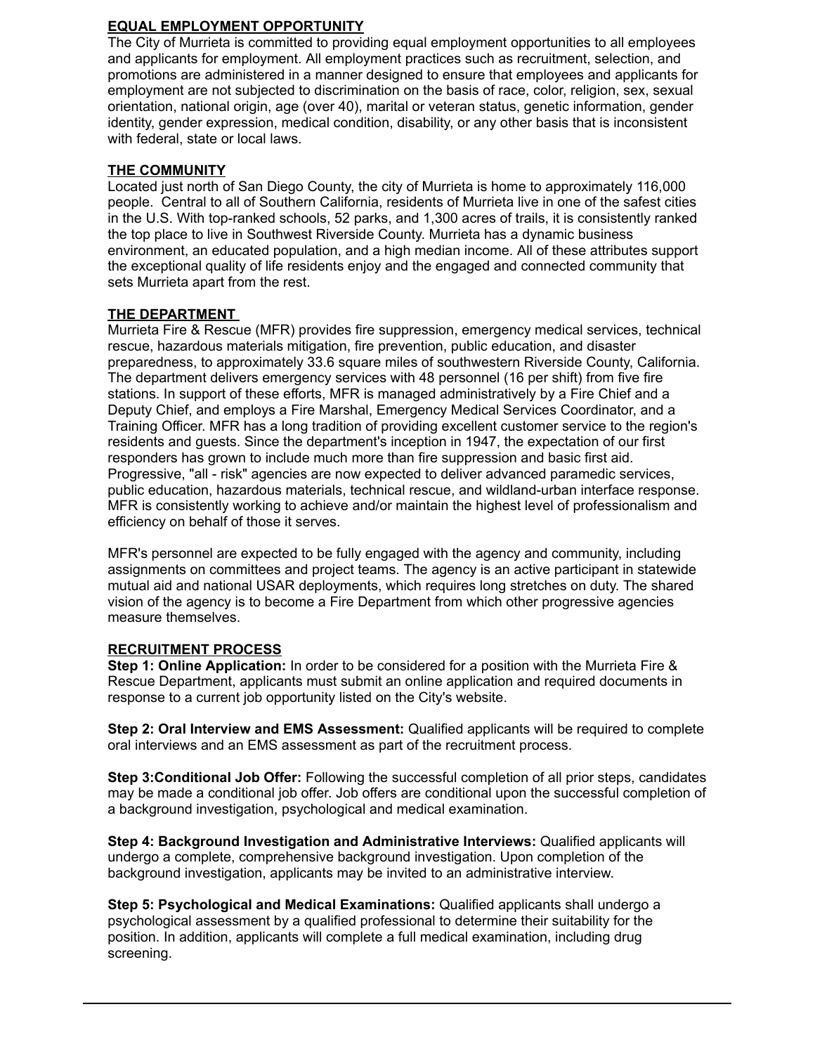## EQUAL EMPLOYMENT OPPORTUNITY

The City of Murrieta is committed to providing equal employment opportunities to all employees and applicants for employment. All employment practices such as recruitment, selection, and promotions are administered in a manner designed to ensure that employees and applicants for employment are not subjected to discrimination on the basis of race, color, religion, sex, sexual orientation, national origin, age (over 40), marital or veteran status, genetic information, gender identity, gender expression, medical condition, disability, or any other basis that is inconsistent with federal, state or local laws.

## THE COMMUNITY

Located just north of San Diego County, the city of Murrieta is home to approximately 116,000 people. Central to all of Southern California, residents of Murrieta live in one of the safest cities in the U.S. With top-ranked schools, 52 parks, and 1,300 acres of trails, it is consistently ranked the top place to live in Southwest Riverside County. Murrieta has a dynamic business environment, an educated population, and a high median income. All of these attributes support the exceptional quality of life residents enjoy and the engaged and connected community that sets Murrieta apart from the rest.

## THE DEPARTMENT

Murrieta Fire & Rescue (MFR) provides fire suppression, emergency medical services, technical rescue, hazardous materials mitigation, fire prevention, public education, and disaster preparedness, to approximately 33.6 square miles of southwestern Riverside County, California. The department delivers emergency services with 48 personnel (16 per shift) from five fire stations. In support of these efforts, MFR is managed administratively by a Fire Chief and a Deputy Chief, and employs a Fire Marshal, Emergency Medical Services Coordinator, and a Training Officer. MFR has a long tradition of providing excellent customer service to the region's residents and guests. Since the department's inception in 1947, the expectation of our first responders has grown to include much more than fire suppression and basic first aid. Progressive, "all - risk" agencies are now expected to deliver advanced paramedic services, public education, hazardous materials, technical rescue, and wildland-urban interface response. MFR is consistently working to achieve and/or maintain the highest level of professionalism and efficiency on behalf of those it serves.

MFR's personnel are expected to be fully engaged with the agency and community, including assignments on committees and project teams. The agency is an active participant in statewide mutual aid and national USAR deployments, which requires long stretches on duty. The shared vision of the agency is to become a Fire Department from which other progressive agencies measure themselves.

## RECRUITMENT PROCESS

**Step 1: Online Application:** In order to be considered for a position with the Murrieta Fire & Rescue Department, applicants must submit an online application and required documents in response to a current job opportunity listed on the City's website.

**Step 2: Oral Interview and EMS Assessment:** Qualified applicants will be required to complete oral interviews and an EMS assessment as part of the recruitment process.

**Step 3:Conditional Job Offer:** Following the successful completion of all prior steps, candidates may be made a conditional job offer. Job offers are conditional upon the successful completion of a background investigation, psychological and medical examination.

**Step 4: Background Investigation and Administrative Interviews:** Qualified applicants will undergo a complete, comprehensive background investigation. Upon completion of the background investigation, applicants may be invited to an administrative interview.

**Step 5: Psychological and Medical Examinations:** Qualified applicants shall undergo a psychological assessment by a qualified professional to determine their suitability for the position. In addition, applicants will complete a full medical examination, including drug screening.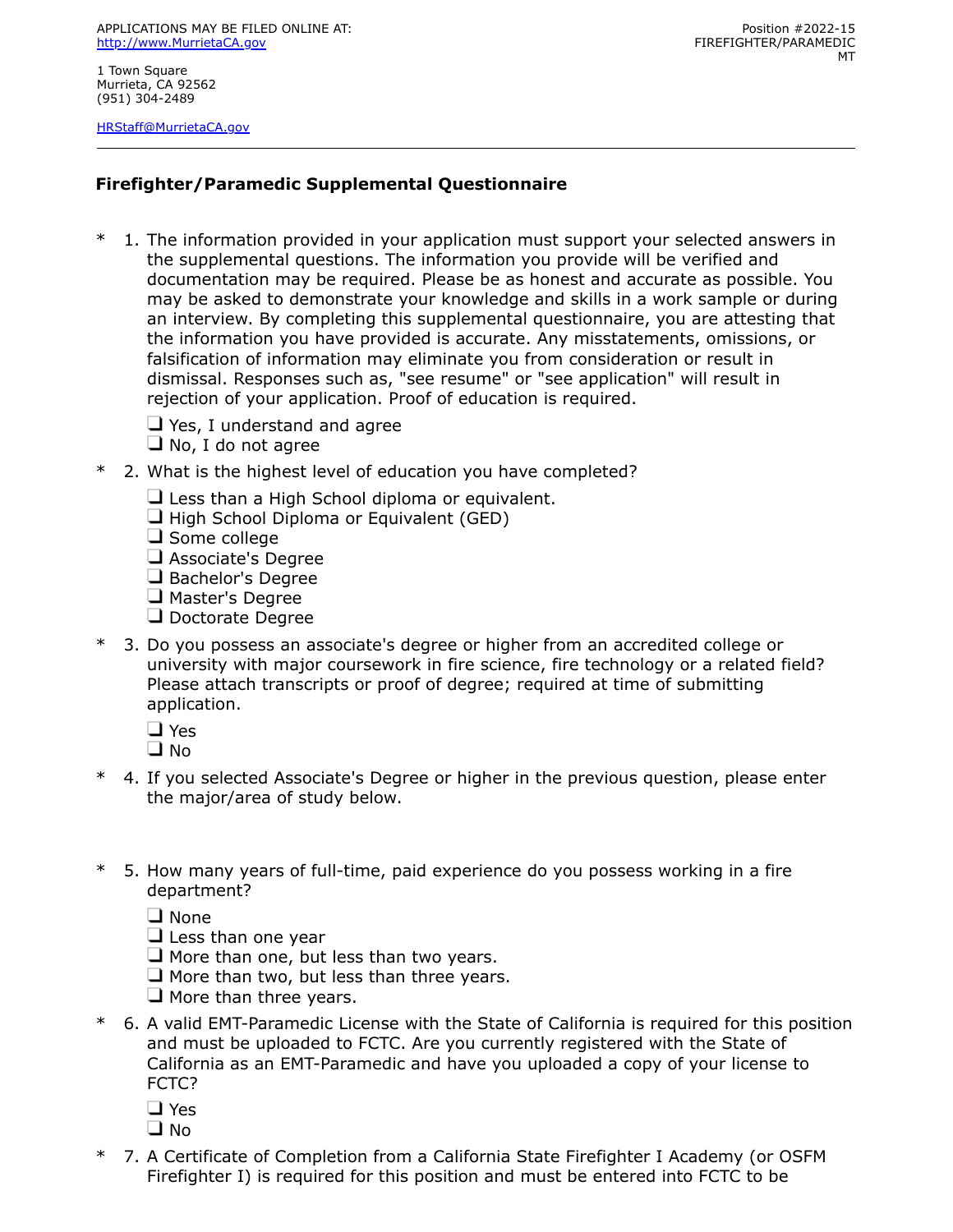APPLICATIONS MAY BE FILED ONLINE AT:
http://www.MurrietaCA.gov

1 Town Square
Murrieta, CA 92562
(951) 304-2489

HRStaff@MurrietaCA.gov

Position #2022-15
FIREFIGHTER/PARAMEDIC
MT

---

## Firefighter/Paramedic Supplemental Questionnaire

\* 1. The information provided in your application must support your selected answers in the supplemental questions. The information you provide will be verified and documentation may be required. Please be as honest and accurate as possible. You may be asked to demonstrate your knowledge and skills in a work sample or during an interview. By completing this supplemental questionnaire, you are attesting that the information you have provided is accurate. Any misstatements, omissions, or falsification of information may eliminate you from consideration or result in dismissal. Responses such as, "see resume" or "see application" will result in rejection of your application. Proof of education is required.

- ❑ Yes, I understand and agree
- ❑ No, I do not agree

\* 2. What is the highest level of education you have completed?

- ❑ Less than a High School diploma or equivalent.
- ❑ High School Diploma or Equivalent (GED)
- ❑ Some college
- ❑ Associate's Degree
- ❑ Bachelor's Degree
- ❑ Master's Degree
- ❑ Doctorate Degree

\* 3. Do you possess an associate's degree or higher from an accredited college or university with major coursework in fire science, fire technology or a related field? Please attach transcripts or proof of degree; required at time of submitting application.

- ❑ Yes
- ❑ No

\* 4. If you selected Associate's Degree or higher in the previous question, please enter the major/area of study below.

\* 5. How many years of full-time, paid experience do you possess working in a fire department?

- ❑ None
- ❑ Less than one year
- ❑ More than one, but less than two years.
- ❑ More than two, but less than three years.
- ❑ More than three years.

\* 6. A valid EMT-Paramedic License with the State of California is required for this position and must be uploaded to FCTC. Are you currently registered with the State of California as an EMT-Paramedic and have you uploaded a copy of your license to FCTC?

- ❑ Yes
- ❑ No

\* 7. A Certificate of Completion from a California State Firefighter I Academy (or OSFM Firefighter I) is required for this position and must be entered into FCTC to be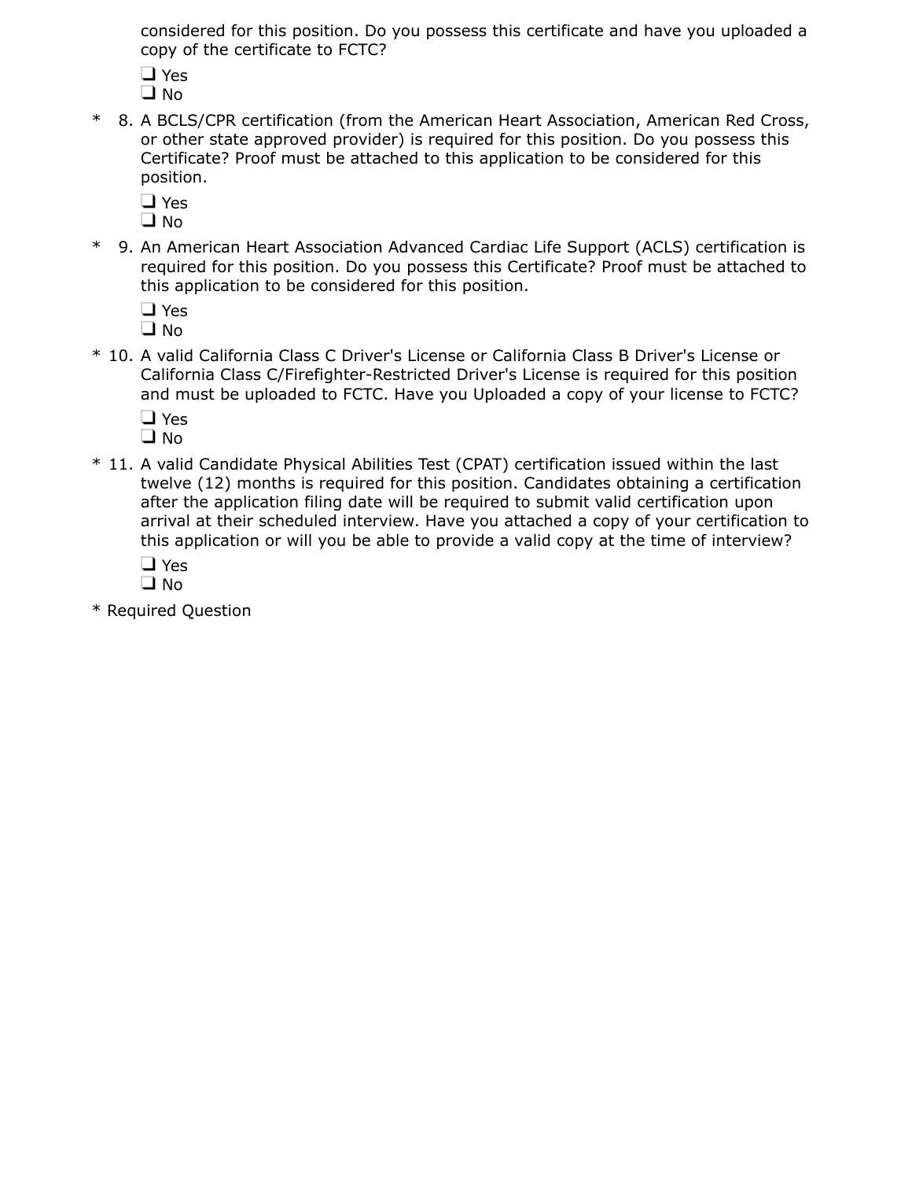considered for this position. Do you possess this certificate and have you uploaded a copy of the certificate to FCTC?

❑ Yes
❑ No

\* 8. A BCLS/CPR certification (from the American Heart Association, American Red Cross, or other state approved provider) is required for this position. Do you possess this Certificate? Proof must be attached to this application to be considered for this position.

❑ Yes
❑ No

\* 9. An American Heart Association Advanced Cardiac Life Support (ACLS) certification is required for this position. Do you possess this Certificate? Proof must be attached to this application to be considered for this position.

❑ Yes
❑ No

\* 10. A valid California Class C Driver's License or California Class B Driver's License or California Class C/Firefighter-Restricted Driver's License is required for this position and must be uploaded to FCTC. Have you Uploaded a copy of your license to FCTC?

❑ Yes
❑ No

\* 11. A valid Candidate Physical Abilities Test (CPAT) certification issued within the last twelve (12) months is required for this position. Candidates obtaining a certification after the application filing date will be required to submit valid certification upon arrival at their scheduled interview. Have you attached a copy of your certification to this application or will you be able to provide a valid copy at the time of interview?

❑ Yes
❑ No

\* Required Question